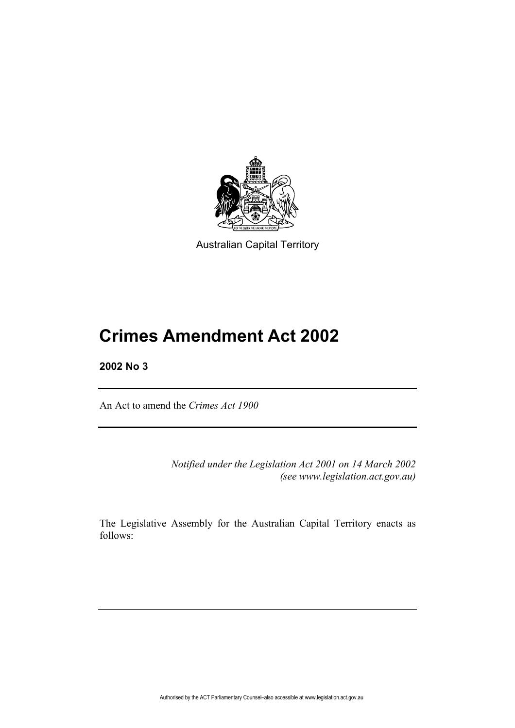Australian Capital Territory

# Crimes Amendment Act 2002

**2002 No 3**

An Act to amend the *Crimes Act 1900*

*Notified under the Legislation Act 2001 on 14 March 2002*
*(see www.legislation.act.gov.au)*

The Legislative Assembly for the Australian Capital Territory enacts as follows:

Authorised by the ACT Parliamentary Counsel–also accessible at www.legislation.act.gov.au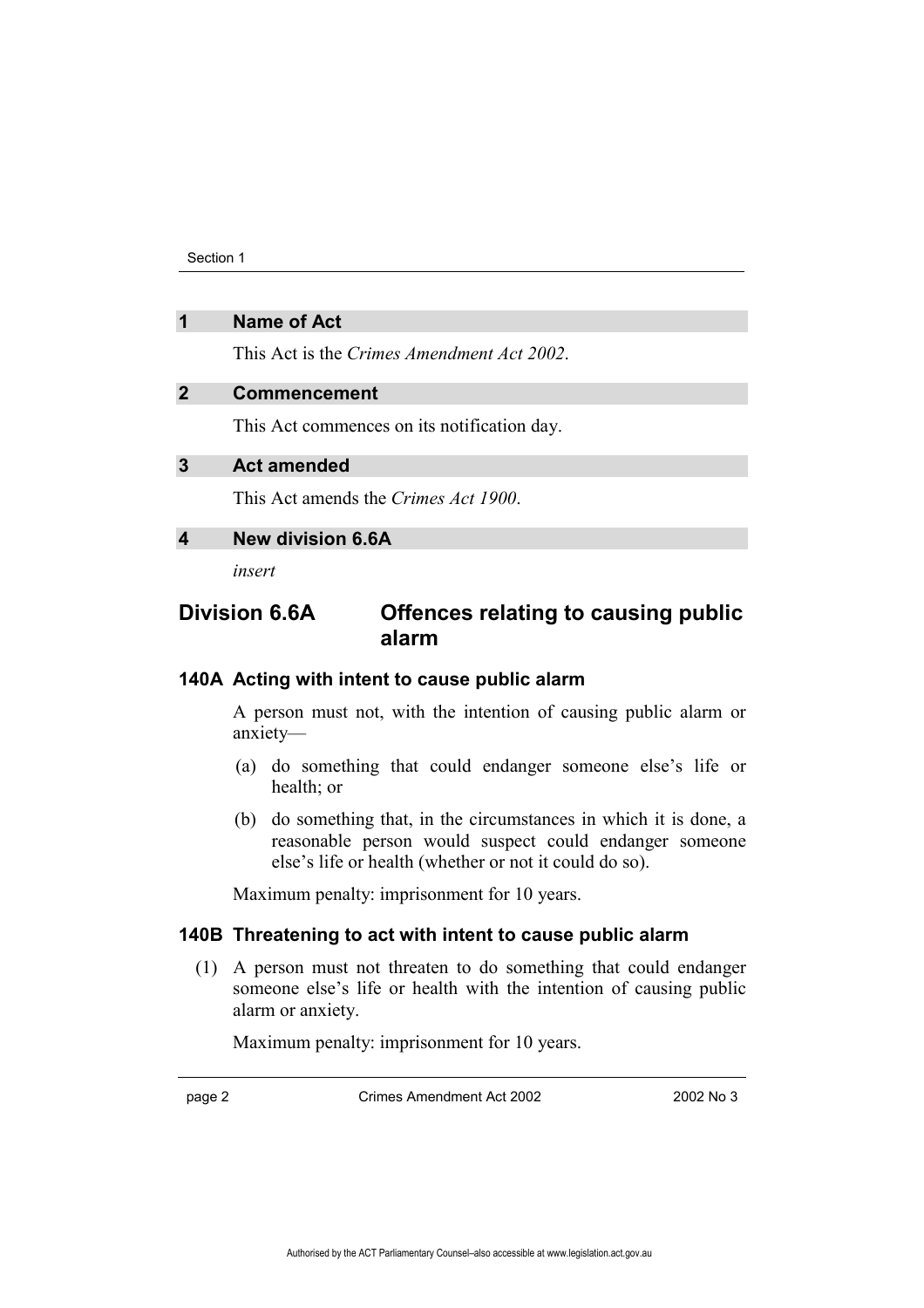## 1 Name of Act

This Act is the *Crimes Amendment Act 2002*.

## 2 Commencement

This Act commences on its notification day.

## 3 Act amended

This Act amends the *Crimes Act 1900*.

## 4 New division 6.6A

*insert*

## Division 6.6A Offences relating to causing public alarm

### 140A Acting with intent to cause public alarm

A person must not, with the intention of causing public alarm or anxiety—

(a) do something that could endanger someone else's life or health; or

(b) do something that, in the circumstances in which it is done, a reasonable person would suspect could endanger someone else's life or health (whether or not it could do so).

Maximum penalty: imprisonment for 10 years.

### 140B Threatening to act with intent to cause public alarm

(1) A person must not threaten to do something that could endanger someone else's life or health with the intention of causing public alarm or anxiety.

Maximum penalty: imprisonment for 10 years.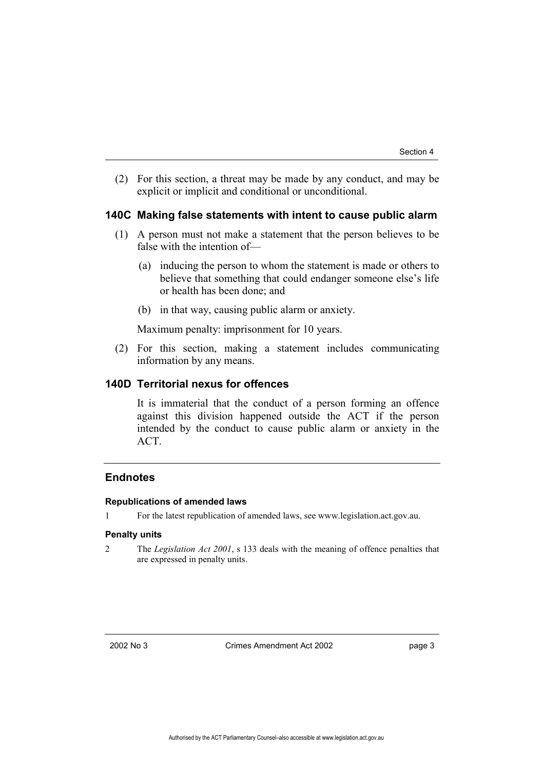(2) For this section, a threat may be made by any conduct, and may be explicit or implicit and conditional or unconditional.

### 140C Making false statements with intent to cause public alarm

(1) A person must not make a statement that the person believes to be false with the intention of—

(a) inducing the person to whom the statement is made or others to believe that something that could endanger someone else's life or health has been done; and

(b) in that way, causing public alarm or anxiety.

Maximum penalty: imprisonment for 10 years.

(2) For this section, making a statement includes communicating information by any means.

### 140D Territorial nexus for offences

It is immaterial that the conduct of a person forming an offence against this division happened outside the ACT if the person intended by the conduct to cause public alarm or anxiety in the ACT.

## Endnotes

#### Republications of amended laws

1 For the latest republication of amended laws, see www.legislation.act.gov.au.

#### Penalty units

2 The *Legislation Act 2001*, s 133 deals with the meaning of offence penalties that are expressed in penalty units.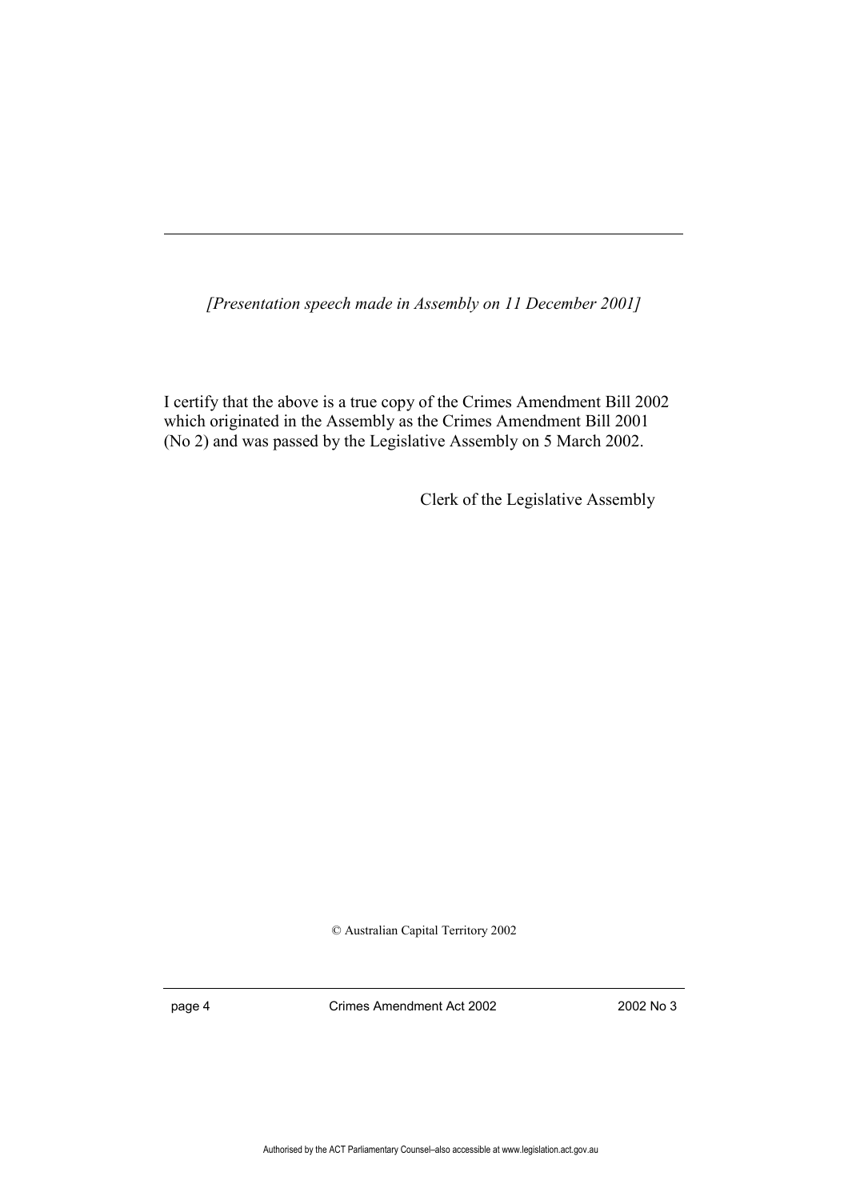*[Presentation speech made in Assembly on 11 December 2001]*

I certify that the above is a true copy of the Crimes Amendment Bill 2002 which originated in the Assembly as the Crimes Amendment Bill 2001 (No 2) and was passed by the Legislative Assembly on 5 March 2002.

Clerk of the Legislative Assembly

© Australian Capital Territory 2002